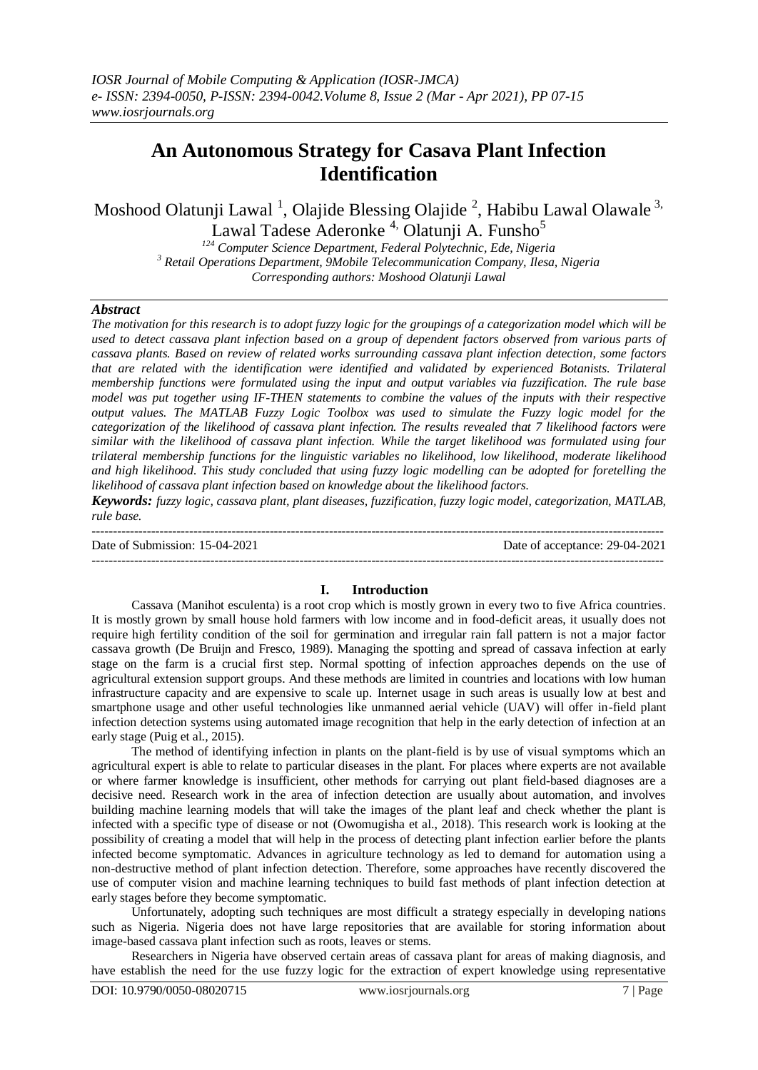# An Autonomous Strategy for Casava Plant Infection Identification

Moshood Olatunji Lawal [1], Olajide Blessing Olajide [2], Habibu Lawal Olawale [3], Lawal Tadese Aderonke [4], Olatunji A. Funsho[5]

[124] Computer Science Department, Federal Polytechnic, Ede, Nigeria
[3] Retail Operations Department, 9Mobile Telecommunication Company, Ilesa, Nigeria
Corresponding authors: Moshood Olatunji Lawal

## Abstract

*The motivation for this research is to adopt fuzzy logic for the groupings of a categorization model which will be used to detect cassava plant infection based on a group of dependent factors observed from various parts of cassava plants. Based on review of related works surrounding cassava plant infection detection, some factors that are related with the identification were identified and validated by experienced Botanists. Trilateral membership functions were formulated using the input and output variables via fuzzification. The rule base model was put together using IF-THEN statements to combine the values of the inputs with their respective output values. The MATLAB Fuzzy Logic Toolbox was used to simulate the Fuzzy logic model for the categorization of the likelihood of cassava plant infection. The results revealed that 7 likelihood factors were similar with the likelihood of cassava plant infection. While the target likelihood was formulated using four trilateral membership functions for the linguistic variables no likelihood, low likelihood, moderate likelihood and high likelihood. This study concluded that using fuzzy logic modelling can be adopted for foretelling the likelihood of cassava plant infection based on knowledge about the likelihood factors.*

***Keywords:*** *fuzzy logic, cassava plant, plant diseases, fuzzification, fuzzy logic model, categorization, MATLAB, rule base.*

---

Date of Submission: 15-04-2021 Date of acceptance: 29-04-2021

---

## I. Introduction

Cassava (Manihot esculenta) is a root crop which is mostly grown in every two to five Africa countries. It is mostly grown by small house hold farmers with low income and in food-deficit areas, it usually does not require high fertility condition of the soil for germination and irregular rain fall pattern is not a major factor cassava growth (De Bruijn and Fresco, 1989). Managing the spotting and spread of cassava infection at early stage on the farm is a crucial first step. Normal spotting of infection approaches depends on the use of agricultural extension support groups. And these methods are limited in countries and locations with low human infrastructure capacity and are expensive to scale up. Internet usage in such areas is usually low at best and smartphone usage and other useful technologies like unmanned aerial vehicle (UAV) will offer in-field plant infection detection systems using automated image recognition that help in the early detection of infection at an early stage (Puig et al., 2015).

The method of identifying infection in plants on the plant-field is by use of visual symptoms which an agricultural expert is able to relate to particular diseases in the plant. For places where experts are not available or where farmer knowledge is insufficient, other methods for carrying out plant field-based diagnoses are a decisive need. Research work in the area of infection detection are usually about automation, and involves building machine learning models that will take the images of the plant leaf and check whether the plant is infected with a specific type of disease or not (Owomugisha et al., 2018). This research work is looking at the possibility of creating a model that will help in the process of detecting plant infection earlier before the plants infected become symptomatic. Advances in agriculture technology as led to demand for automation using a non-destructive method of plant infection detection. Therefore, some approaches have recently discovered the use of computer vision and machine learning techniques to build fast methods of plant infection detection at early stages before they become symptomatic.

Unfortunately, adopting such techniques are most difficult a strategy especially in developing nations such as Nigeria. Nigeria does not have large repositories that are available for storing information about image-based cassava plant infection such as roots, leaves or stems.

Researchers in Nigeria have observed certain areas of cassava plant for areas of making diagnosis, and have establish the need for the use fuzzy logic for the extraction of expert knowledge using representative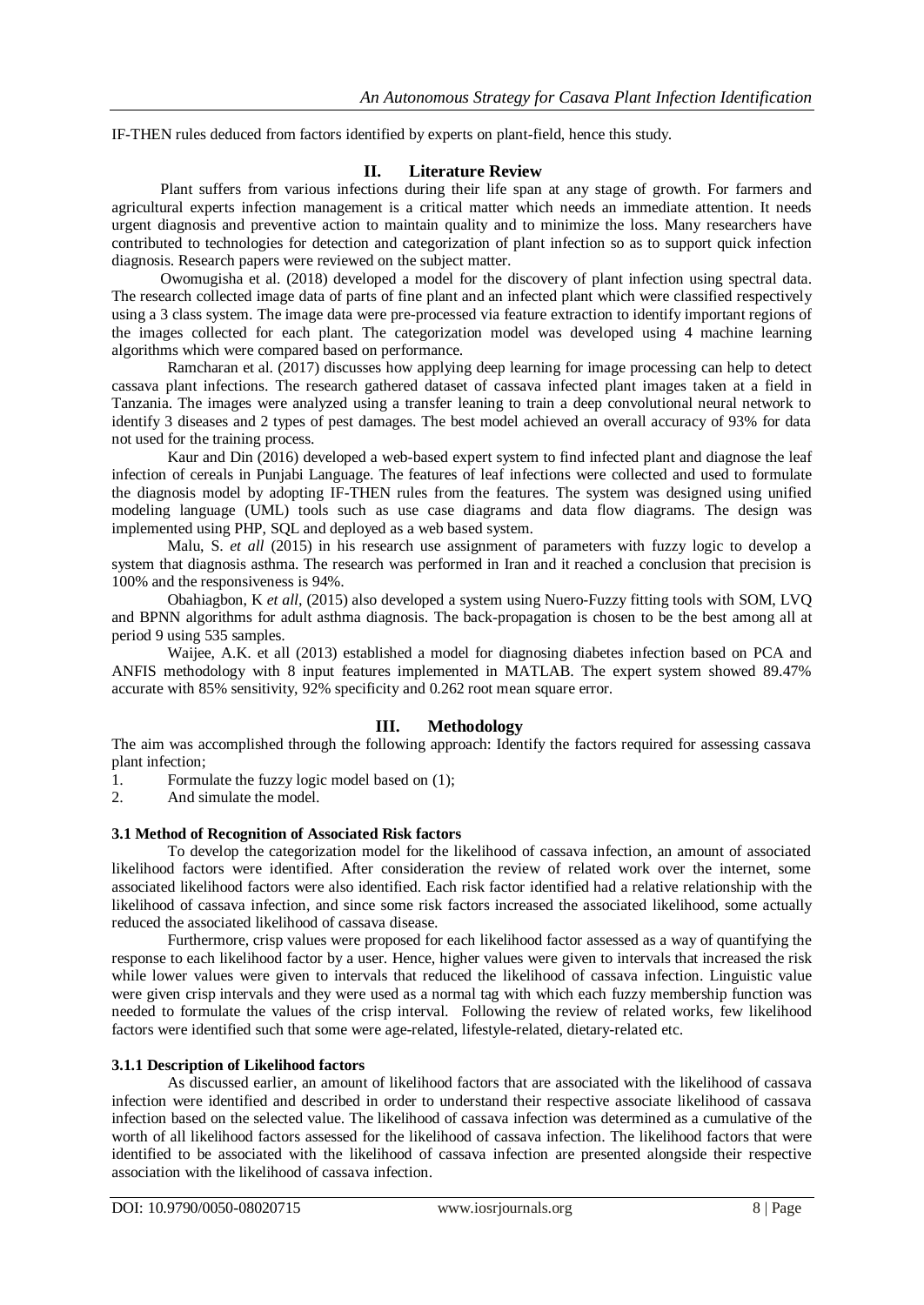IF-THEN rules deduced from factors identified by experts on plant-field, hence this study.

## II. Literature Review

Plant suffers from various infections during their life span at any stage of growth. For farmers and agricultural experts infection management is a critical matter which needs an immediate attention. It needs urgent diagnosis and preventive action to maintain quality and to minimize the loss. Many researchers have contributed to technologies for detection and categorization of plant infection so as to support quick infection diagnosis. Research papers were reviewed on the subject matter.

Owomugisha et al. (2018) developed a model for the discovery of plant infection using spectral data. The research collected image data of parts of fine plant and an infected plant which were classified respectively using a 3 class system. The image data were pre-processed via feature extraction to identify important regions of the images collected for each plant. The categorization model was developed using 4 machine learning algorithms which were compared based on performance.

Ramcharan et al. (2017) discusses how applying deep learning for image processing can help to detect cassava plant infections. The research gathered dataset of cassava infected plant images taken at a field in Tanzania. The images were analyzed using a transfer leaning to train a deep convolutional neural network to identify 3 diseases and 2 types of pest damages. The best model achieved an overall accuracy of 93% for data not used for the training process.

Kaur and Din (2016) developed a web-based expert system to find infected plant and diagnose the leaf infection of cereals in Punjabi Language. The features of leaf infections were collected and used to formulate the diagnosis model by adopting IF-THEN rules from the features. The system was designed using unified modeling language (UML) tools such as use case diagrams and data flow diagrams. The design was implemented using PHP, SQL and deployed as a web based system.

Malu, S. *et all* (2015) in his research use assignment of parameters with fuzzy logic to develop a system that diagnosis asthma. The research was performed in Iran and it reached a conclusion that precision is 100% and the responsiveness is 94%.

Obahiagbon, K *et all,* (2015) also developed a system using Nuero-Fuzzy fitting tools with SOM, LVQ and BPNN algorithms for adult asthma diagnosis. The back-propagation is chosen to be the best among all at period 9 using 535 samples.

Waijee, A.K. et all (2013) established a model for diagnosing diabetes infection based on PCA and ANFIS methodology with 8 input features implemented in MATLAB. The expert system showed 89.47% accurate with 85% sensitivity, 92% specificity and 0.262 root mean square error.

## III. Methodology

The aim was accomplished through the following approach: Identify the factors required for assessing cassava plant infection;

1. Formulate the fuzzy logic model based on (1);
2. And simulate the model.

### 3.1 Method of Recognition of Associated Risk factors

To develop the categorization model for the likelihood of cassava infection, an amount of associated likelihood factors were identified. After consideration the review of related work over the internet, some associated likelihood factors were also identified. Each risk factor identified had a relative relationship with the likelihood of cassava infection, and since some risk factors increased the associated likelihood, some actually reduced the associated likelihood of cassava disease.

Furthermore, crisp values were proposed for each likelihood factor assessed as a way of quantifying the response to each likelihood factor by a user. Hence, higher values were given to intervals that increased the risk while lower values were given to intervals that reduced the likelihood of cassava infection. Linguistic value were given crisp intervals and they were used as a normal tag with which each fuzzy membership function was needed to formulate the values of the crisp interval. Following the review of related works, few likelihood factors were identified such that some were age-related, lifestyle-related, dietary-related etc.

#### 3.1.1 Description of Likelihood factors

As discussed earlier, an amount of likelihood factors that are associated with the likelihood of cassava infection were identified and described in order to understand their respective associate likelihood of cassava infection based on the selected value. The likelihood of cassava infection was determined as a cumulative of the worth of all likelihood factors assessed for the likelihood of cassava infection. The likelihood factors that were identified to be associated with the likelihood of cassava infection are presented alongside their respective association with the likelihood of cassava infection.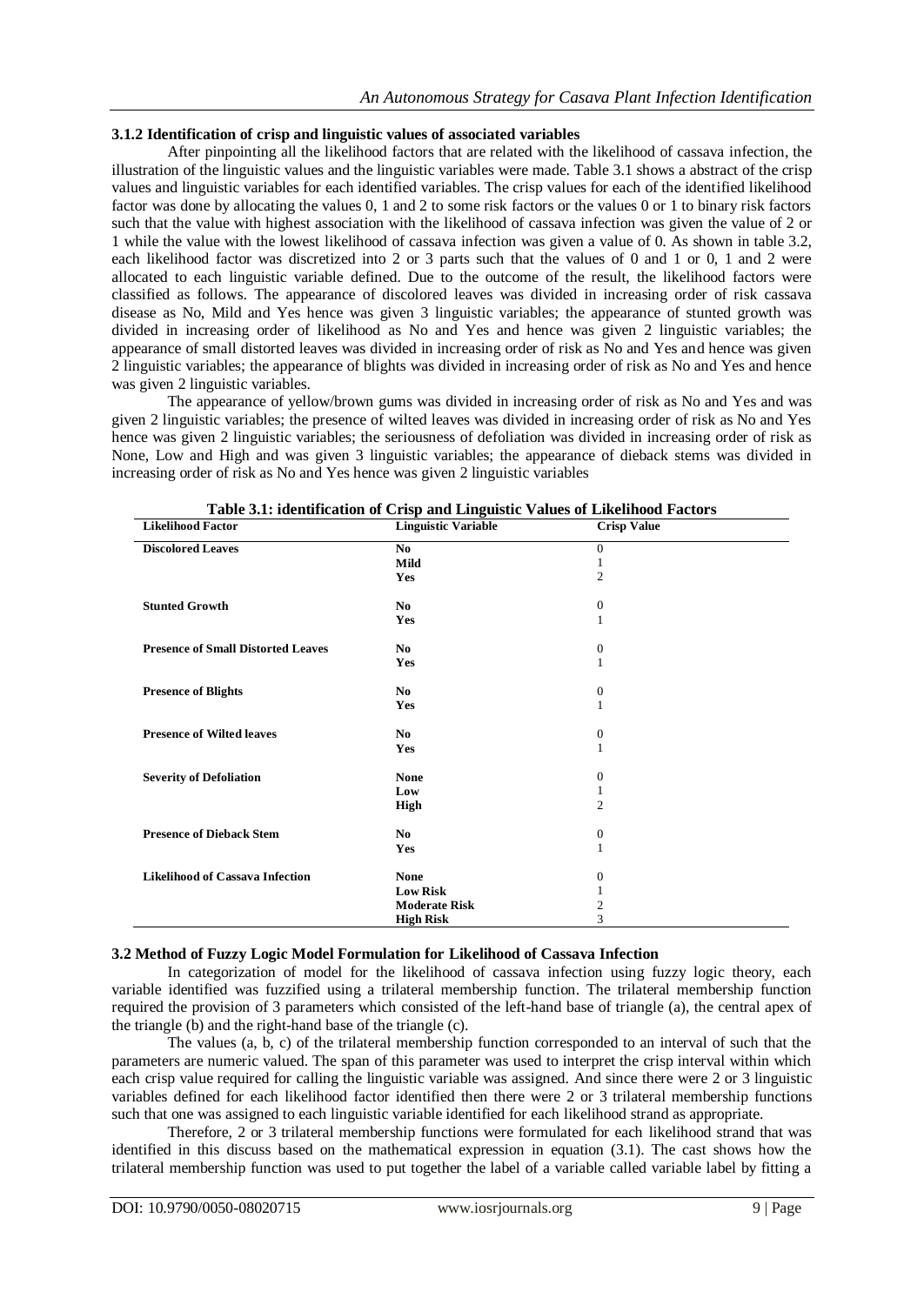### 3.1.2 Identification of crisp and linguistic values of associated variables

After pinpointing all the likelihood factors that are related with the likelihood of cassava infection, the illustration of the linguistic values and the linguistic variables were made. Table 3.1 shows a abstract of the crisp values and linguistic variables for each identified variables. The crisp values for each of the identified likelihood factor was done by allocating the values 0, 1 and 2 to some risk factors or the values 0 or 1 to binary risk factors such that the value with highest association with the likelihood of cassava infection was given the value of 2 or 1 while the value with the lowest likelihood of cassava infection was given a value of 0. As shown in table 3.2, each likelihood factor was discretized into 2 or 3 parts such that the values of 0 and 1 or 0, 1 and 2 were allocated to each linguistic variable defined. Due to the outcome of the result, the likelihood factors were classified as follows. The appearance of discolored leaves was divided in increasing order of risk cassava disease as No, Mild and Yes hence was given 3 linguistic variables; the appearance of stunted growth was divided in increasing order of likelihood as No and Yes and hence was given 2 linguistic variables; the appearance of small distorted leaves was divided in increasing order of risk as No and Yes and hence was given 2 linguistic variables; the appearance of blights was divided in increasing order of risk as No and Yes and hence was given 2 linguistic variables.

The appearance of yellow/brown gums was divided in increasing order of risk as No and Yes and was given 2 linguistic variables; the presence of wilted leaves was divided in increasing order of risk as No and Yes hence was given 2 linguistic variables; the seriousness of defoliation was divided in increasing order of risk as None, Low and High and was given 3 linguistic variables; the appearance of dieback stems was divided in increasing order of risk as No and Yes hence was given 2 linguistic variables

**Table 3.1: identification of Crisp and Linguistic Values of Likelihood Factors**

| Likelihood Factor | Linguistic Variable | Crisp Value |
|---|---|---|
| **Discolored Leaves** | **No** | 0 |
| | **Mild** | 1 |
| | **Yes** | 2 |
| **Stunted Growth** | **No** | 0 |
| | **Yes** | 1 |
| **Presence of Small Distorted Leaves** | **No** | 0 |
| | **Yes** | 1 |
| **Presence of Blights** | **No** | 0 |
| | **Yes** | 1 |
| **Presence of Wilted leaves** | **No** | 0 |
| | **Yes** | 1 |
| **Severity of Defoliation** | **None** | 0 |
| | **Low** | 1 |
| | **High** | 2 |
| **Presence of Dieback Stem** | **No** | 0 |
| | **Yes** | 1 |
| **Likelihood of Cassava Infection** | **None** | 0 |
| | **Low Risk** | 1 |
| | **Moderate Risk** | 2 |
| | **High Risk** | 3 |

### 3.2 Method of Fuzzy Logic Model Formulation for Likelihood of Cassava Infection

In categorization of model for the likelihood of cassava infection using fuzzy logic theory, each variable identified was fuzzified using a trilateral membership function. The trilateral membership function required the provision of 3 parameters which consisted of the left-hand base of triangle (a), the central apex of the triangle (b) and the right-hand base of the triangle (c).

The values (a, b, c) of the trilateral membership function corresponded to an interval of such that the parameters are numeric valued. The span of this parameter was used to interpret the crisp interval within which each crisp value required for calling the linguistic variable was assigned. And since there were 2 or 3 linguistic variables defined for each likelihood factor identified then there were 2 or 3 trilateral membership functions such that one was assigned to each linguistic variable identified for each likelihood strand as appropriate.

Therefore, 2 or 3 trilateral membership functions were formulated for each likelihood strand that was identified in this discuss based on the mathematical expression in equation (3.1). The cast shows how the trilateral membership function was used to put together the label of a variable called variable label by fitting a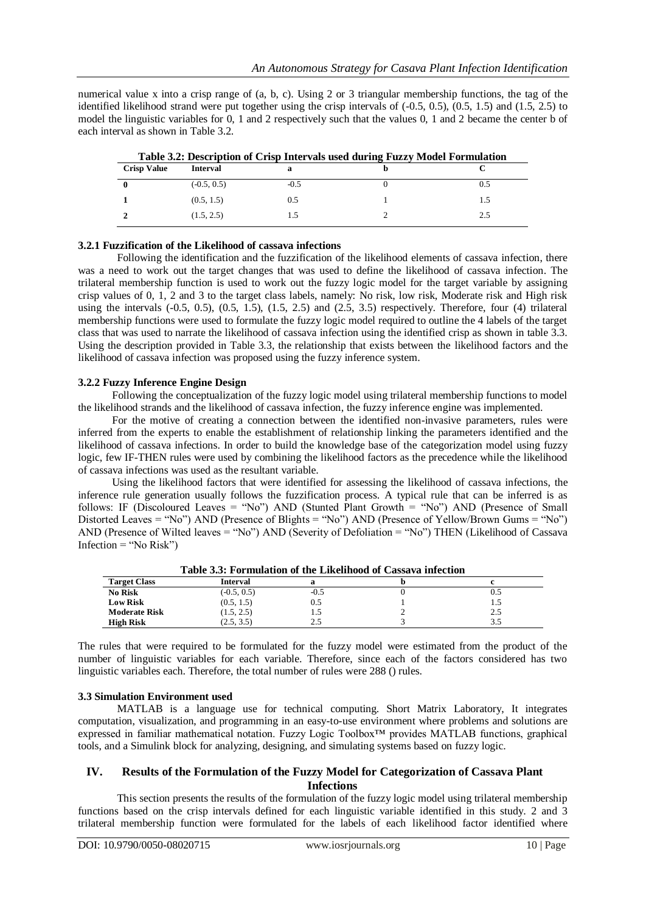numerical value x into a crisp range of (a, b, c). Using 2 or 3 triangular membership functions, the tag of the identified likelihood strand were put together using the crisp intervals of (-0.5, 0.5), (0.5, 1.5) and (1.5, 2.5) to model the linguistic variables for 0, 1 and 2 respectively such that the values 0, 1 and 2 became the center b of each interval as shown in Table 3.2.

**Table 3.2: Description of Crisp Intervals used during Fuzzy Model Formulation**

| Crisp Value | Interval | a | b | C |
|---|---|---|---|---|
| **0** | (-0.5, 0.5) | -0.5 | 0 | 0.5 |
| **1** | (0.5, 1.5) | 0.5 | 1 | 1.5 |
| **2** | (1.5, 2.5) | 1.5 | 2 | 2.5 |

### 3.2.1 Fuzzification of the Likelihood of cassava infections

Following the identification and the fuzzification of the likelihood elements of cassava infection, there was a need to work out the target changes that was used to define the likelihood of cassava infection. The trilateral membership function is used to work out the fuzzy logic model for the target variable by assigning crisp values of 0, 1, 2 and 3 to the target class labels, namely: No risk, low risk, Moderate risk and High risk using the intervals (-0.5, 0.5), (0.5, 1.5), (1.5, 2.5) and (2.5, 3.5) respectively. Therefore, four (4) trilateral membership functions were used to formulate the fuzzy logic model required to outline the 4 labels of the target class that was used to narrate the likelihood of cassava infection using the identified crisp as shown in table 3.3. Using the description provided in Table 3.3, the relationship that exists between the likelihood factors and the likelihood of cassava infection was proposed using the fuzzy inference system.

### 3.2.2 Fuzzy Inference Engine Design

Following the conceptualization of the fuzzy logic model using trilateral membership functions to model the likelihood strands and the likelihood of cassava infection, the fuzzy inference engine was implemented.

For the motive of creating a connection between the identified non-invasive parameters, rules were inferred from the experts to enable the establishment of relationship linking the parameters identified and the likelihood of cassava infections. In order to build the knowledge base of the categorization model using fuzzy logic, few IF-THEN rules were used by combining the likelihood factors as the precedence while the likelihood of cassava infections was used as the resultant variable.

Using the likelihood factors that were identified for assessing the likelihood of cassava infections, the inference rule generation usually follows the fuzzification process. A typical rule that can be inferred is as follows: IF (Discoloured Leaves = "No") AND (Stunted Plant Growth = "No") AND (Presence of Small Distorted Leaves = "No") AND (Presence of Blights = "No") AND (Presence of Yellow/Brown Gums = "No") AND (Presence of Wilted leaves = "No") AND (Severity of Defoliation = "No") THEN (Likelihood of Cassava Infection = "No Risk")

**Table 3.3: Formulation of the Likelihood of Cassava infection**

| Target Class | Interval | a | b | c |
|---|---|---|---|---|
| **No Risk** | (-0.5, 0.5) | -0.5 | 0 | 0.5 |
| **Low Risk** | (0.5, 1.5) | 0.5 | 1 | 1.5 |
| **Moderate Risk** | (1.5, 2.5) | 1.5 | 2 | 2.5 |
| **High Risk** | (2.5, 3.5) | 2.5 | 3 | 3.5 |

The rules that were required to be formulated for the fuzzy model were estimated from the product of the number of linguistic variables for each variable. Therefore, since each of the factors considered has two linguistic variables each. Therefore, the total number of rules were 288 () rules.

## 3.3 Simulation Environment used

MATLAB is a language use for technical computing. Short Matrix Laboratory, It integrates computation, visualization, and programming in an easy-to-use environment where problems and solutions are expressed in familiar mathematical notation. Fuzzy Logic Toolbox™ provides MATLAB functions, graphical tools, and a Simulink block for analyzing, designing, and simulating systems based on fuzzy logic.

# IV. Results of the Formulation of the Fuzzy Model for Categorization of Cassava Plant Infections

This section presents the results of the formulation of the fuzzy logic model using trilateral membership functions based on the crisp intervals defined for each linguistic variable identified in this study. 2 and 3 trilateral membership function were formulated for the labels of each likelihood factor identified where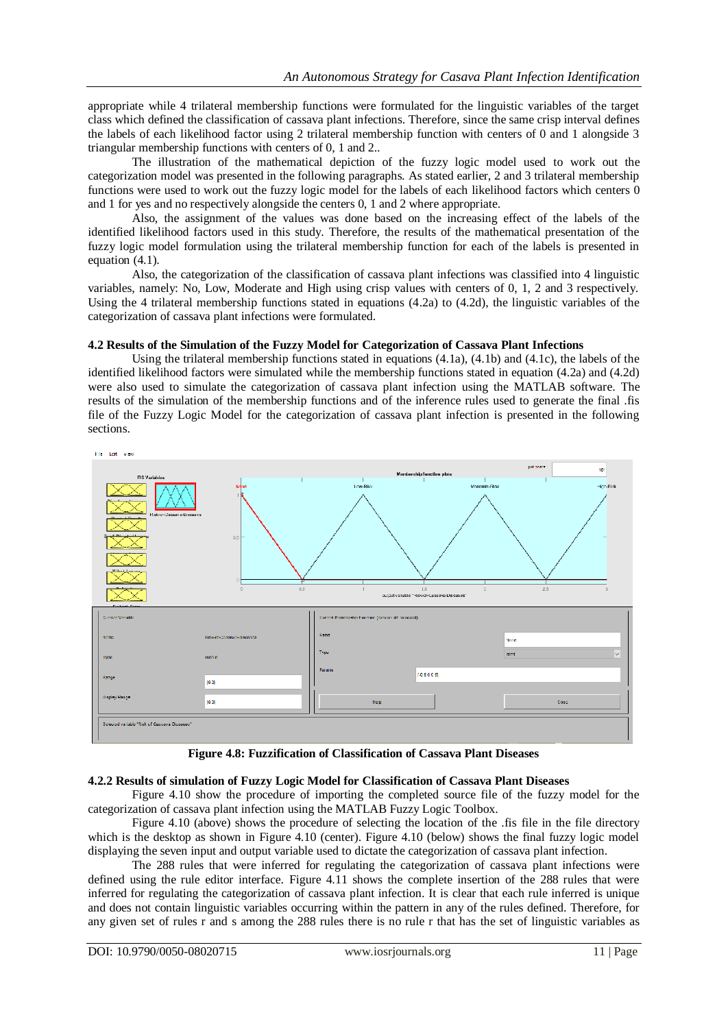appropriate while 4 trilateral membership functions were formulated for the linguistic variables of the target class which defined the classification of cassava plant infections. Therefore, since the same crisp interval defines the labels of each likelihood factor using 2 trilateral membership function with centers of 0 and 1 alongside 3 triangular membership functions with centers of 0, 1 and 2..

The illustration of the mathematical depiction of the fuzzy logic model used to work out the categorization model was presented in the following paragraphs. As stated earlier, 2 and 3 trilateral membership functions were used to work out the fuzzy logic model for the labels of each likelihood factors which centers 0 and 1 for yes and no respectively alongside the centers 0, 1 and 2 where appropriate.

Also, the assignment of the values was done based on the increasing effect of the labels of the identified likelihood factors used in this study. Therefore, the results of the mathematical presentation of the fuzzy logic model formulation using the trilateral membership function for each of the labels is presented in equation (4.1).

Also, the categorization of the classification of cassava plant infections was classified into 4 linguistic variables, namely: No, Low, Moderate and High using crisp values with centers of 0, 1, 2 and 3 respectively. Using the 4 trilateral membership functions stated in equations (4.2a) to (4.2d), the linguistic variables of the categorization of cassava plant infections were formulated.

### 4.2 Results of the Simulation of the Fuzzy Model for Categorization of Cassava Plant Infections

Using the trilateral membership functions stated in equations (4.1a), (4.1b) and (4.1c), the labels of the identified likelihood factors were simulated while the membership functions stated in equation (4.2a) and (4.2d) were also used to simulate the categorization of cassava plant infection using the MATLAB software. The results of the simulation of the membership functions and of the inference rules used to generate the final .fis file of the Fuzzy Logic Model for the categorization of cassava plant infection is presented in the following sections.

**Figure 4.8: Fuzzification of Classification of Cassava Plant Diseases**

### 4.2.2 Results of simulation of Fuzzy Logic Model for Classification of Cassava Plant Diseases

Figure 4.10 show the procedure of importing the completed source file of the fuzzy model for the categorization of cassava plant infection using the MATLAB Fuzzy Logic Toolbox.

Figure 4.10 (above) shows the procedure of selecting the location of the .fis file in the file directory which is the desktop as shown in Figure 4.10 (center). Figure 4.10 (below) shows the final fuzzy logic model displaying the seven input and output variable used to dictate the categorization of cassava plant infection.

The 288 rules that were inferred for regulating the categorization of cassava plant infections were defined using the rule editor interface. Figure 4.11 shows the complete insertion of the 288 rules that were inferred for regulating the categorization of cassava plant infection. It is clear that each rule inferred is unique and does not contain linguistic variables occurring within the pattern in any of the rules defined. Therefore, for any given set of rules r and s among the 288 rules there is no rule r that has the set of linguistic variables as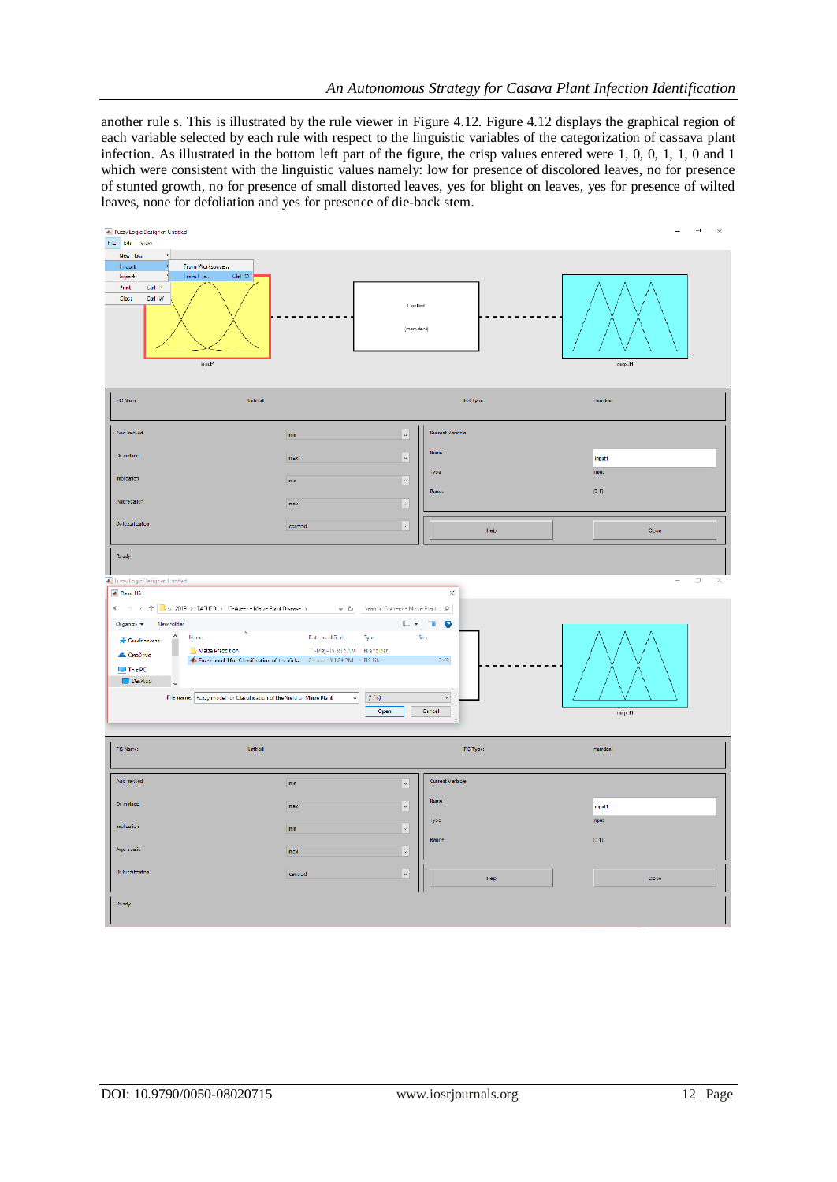another rule s. This is illustrated by the rule viewer in Figure 4.12. Figure 4.12 displays the graphical region of each variable selected by each rule with respect to the linguistic variables of the categorization of cassava plant infection. As illustrated in the bottom left part of the figure, the crisp values entered were 1, 0, 0, 1, 1, 0 and 1 which were consistent with the linguistic values namely: low for presence of discolored leaves, no for presence of stunted growth, no for presence of small distorted leaves, yes for blight on leaves, yes for presence of wilted leaves, none for defoliation and yes for presence of die-back stem.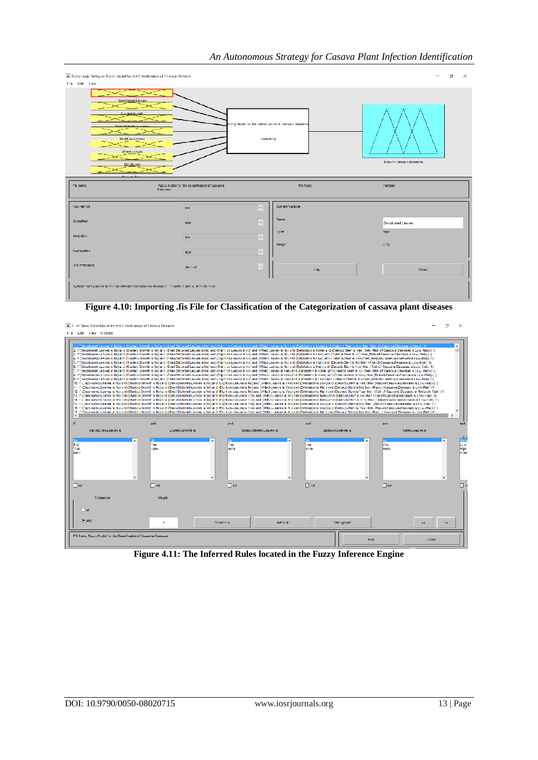**Figure 4.10: Importing .fis File for Classification of the Categorization of cassava plant diseases**

**Figure 4.11: The Inferred Rules located in the Fuzzy Inference Engine**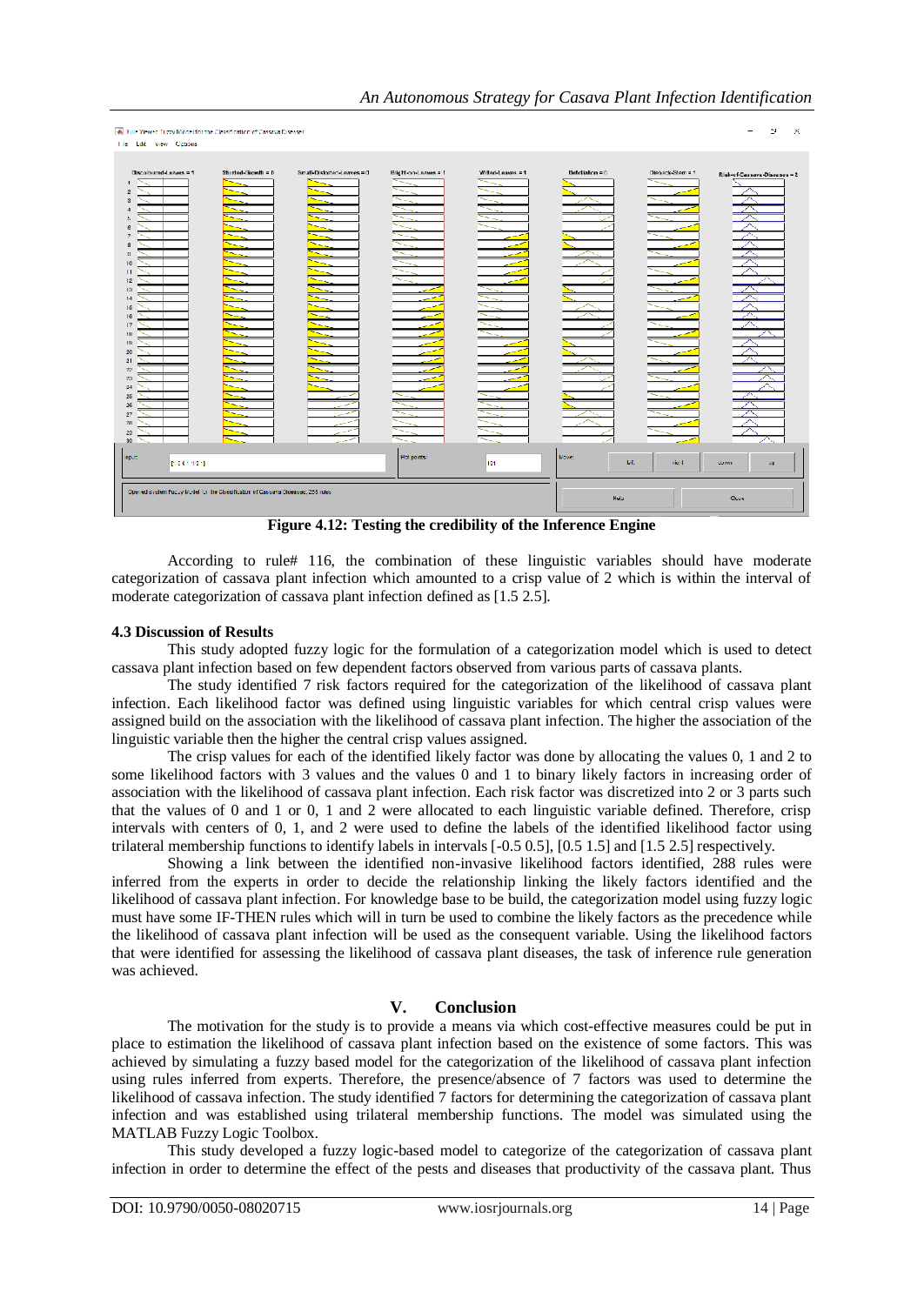**Figure 4.12: Testing the credibility of the Inference Engine**

According to rule# 116, the combination of these linguistic variables should have moderate categorization of cassava plant infection which amounted to a crisp value of 2 which is within the interval of moderate categorization of cassava plant infection defined as [1.5 2.5].

### 4.3 Discussion of Results

This study adopted fuzzy logic for the formulation of a categorization model which is used to detect cassava plant infection based on few dependent factors observed from various parts of cassava plants.

The study identified 7 risk factors required for the categorization of the likelihood of cassava plant infection. Each likelihood factor was defined using linguistic variables for which central crisp values were assigned build on the association with the likelihood of cassava plant infection. The higher the association of the linguistic variable then the higher the central crisp values assigned.

The crisp values for each of the identified likely factor was done by allocating the values 0, 1 and 2 to some likelihood factors with 3 values and the values 0 and 1 to binary likely factors in increasing order of association with the likelihood of cassava plant infection. Each risk factor was discretized into 2 or 3 parts such that the values of 0 and 1 or 0, 1 and 2 were allocated to each linguistic variable defined. Therefore, crisp intervals with centers of 0, 1, and 2 were used to define the labels of the identified likelihood factor using trilateral membership functions to identify labels in intervals [-0.5 0.5], [0.5 1.5] and [1.5 2.5] respectively.

Showing a link between the identified non-invasive likelihood factors identified, 288 rules were inferred from the experts in order to decide the relationship linking the likely factors identified and the likelihood of cassava plant infection. For knowledge base to be build, the categorization model using fuzzy logic must have some IF-THEN rules which will in turn be used to combine the likely factors as the precedence while the likelihood of cassava plant infection will be used as the consequent variable. Using the likelihood factors that were identified for assessing the likelihood of cassava plant diseases, the task of inference rule generation was achieved.

## V. Conclusion

The motivation for the study is to provide a means via which cost-effective measures could be put in place to estimation the likelihood of cassava plant infection based on the existence of some factors. This was achieved by simulating a fuzzy based model for the categorization of the likelihood of cassava plant infection using rules inferred from experts. Therefore, the presence/absence of 7 factors was used to determine the likelihood of cassava infection. The study identified 7 factors for determining the categorization of cassava plant infection and was established using trilateral membership functions. The model was simulated using the MATLAB Fuzzy Logic Toolbox.

This study developed a fuzzy logic-based model to categorize of the categorization of cassava plant infection in order to determine the effect of the pests and diseases that productivity of the cassava plant. Thus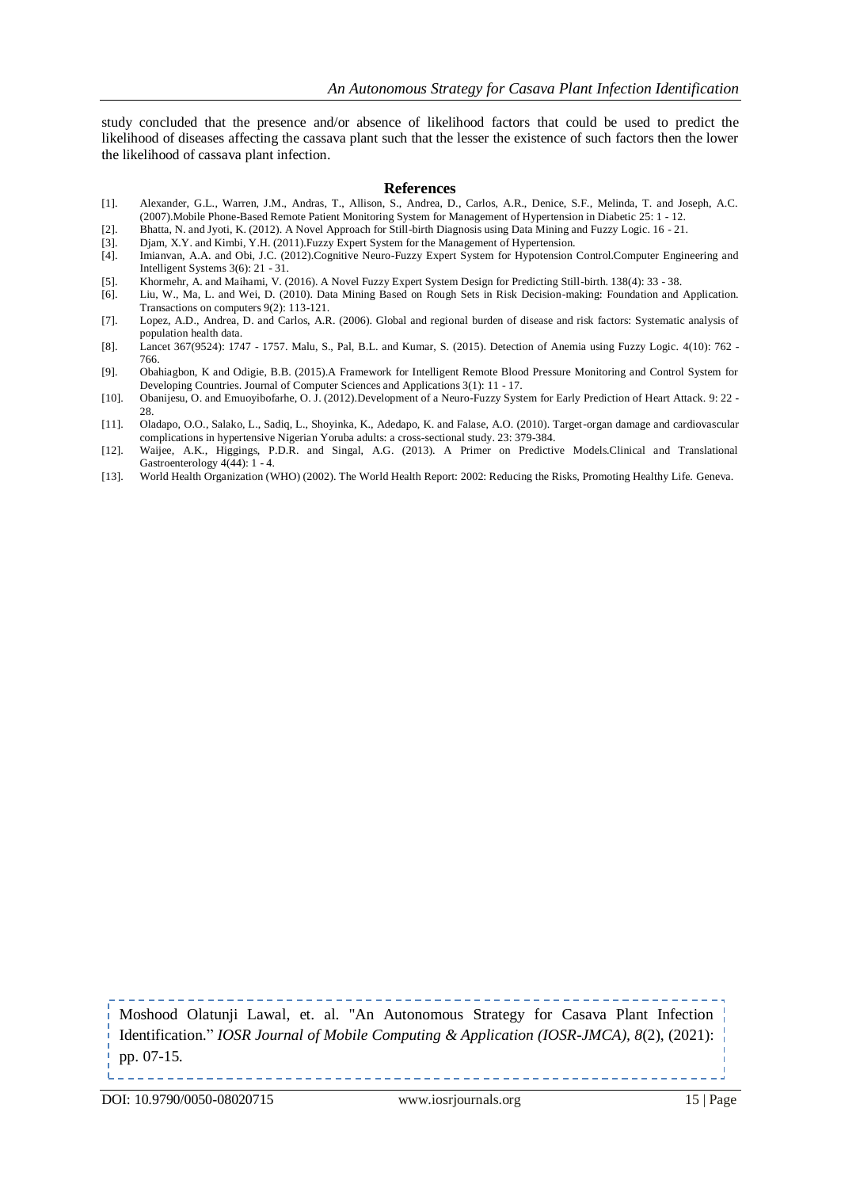study concluded that the presence and/or absence of likelihood factors that could be used to predict the likelihood of diseases affecting the cassava plant such that the lesser the existence of such factors then the lower the likelihood of cassava plant infection.

## References

[1]. Alexander, G.L., Warren, J.M., Andras, T., Allison, S., Andrea, D., Carlos, A.R., Denice, S.F., Melinda, T. and Joseph, A.C. (2007).Mobile Phone-Based Remote Patient Monitoring System for Management of Hypertension in Diabetic 25: 1 - 12.

[2]. Bhatta, N. and Jyoti, K. (2012). A Novel Approach for Still-birth Diagnosis using Data Mining and Fuzzy Logic. 16 - 21.

[3]. Djam, X.Y. and Kimbi, Y.H. (2011).Fuzzy Expert System for the Management of Hypertension.

[4]. Imianvan, A.A. and Obi, J.C. (2012).Cognitive Neuro-Fuzzy Expert System for Hypotension Control.Computer Engineering and Intelligent Systems 3(6): 21 - 31.

[5]. Khormehr, A. and Maihami, V. (2016). A Novel Fuzzy Expert System Design for Predicting Still-birth. 138(4): 33 - 38.

[6]. Liu, W., Ma, L. and Wei, D. (2010). Data Mining Based on Rough Sets in Risk Decision-making: Foundation and Application. Transactions on computers 9(2): 113-121.

[7]. Lopez, A.D., Andrea, D. and Carlos, A.R. (2006). Global and regional burden of disease and risk factors: Systematic analysis of population health data.

[8]. Lancet 367(9524): 1747 - 1757. Malu, S., Pal, B.L. and Kumar, S. (2015). Detection of Anemia using Fuzzy Logic. 4(10): 762 - 766.

[9]. Obahiagbon, K and Odigie, B.B. (2015).A Framework for Intelligent Remote Blood Pressure Monitoring and Control System for Developing Countries. Journal of Computer Sciences and Applications 3(1): 11 - 17.

[10]. Obanijesu, O. and Emuoyibofarhe, O. J. (2012).Development of a Neuro-Fuzzy System for Early Prediction of Heart Attack. 9: 22 - 28.

[11]. Oladapo, O.O., Salako, L., Sadiq, L., Shoyinka, K., Adedapo, K. and Falase, A.O. (2010). Target-organ damage and cardiovascular complications in hypertensive Nigerian Yoruba adults: a cross-sectional study. 23: 379-384.

[12]. Waijee, A.K., Higgings, P.D.R. and Singal, A.G. (2013). A Primer on Predictive Models.Clinical and Translational Gastroenterology 4(44): 1 - 4.

[13]. World Health Organization (WHO) (2002). The World Health Report: 2002: Reducing the Risks, Promoting Healthy Life. Geneva.

Moshood Olatunji Lawal, et. al. "An Autonomous Strategy for Casava Plant Infection Identification." *IOSR Journal of Mobile Computing & Application (IOSR-JMCA), 8*(2), (2021): pp. 07-15.